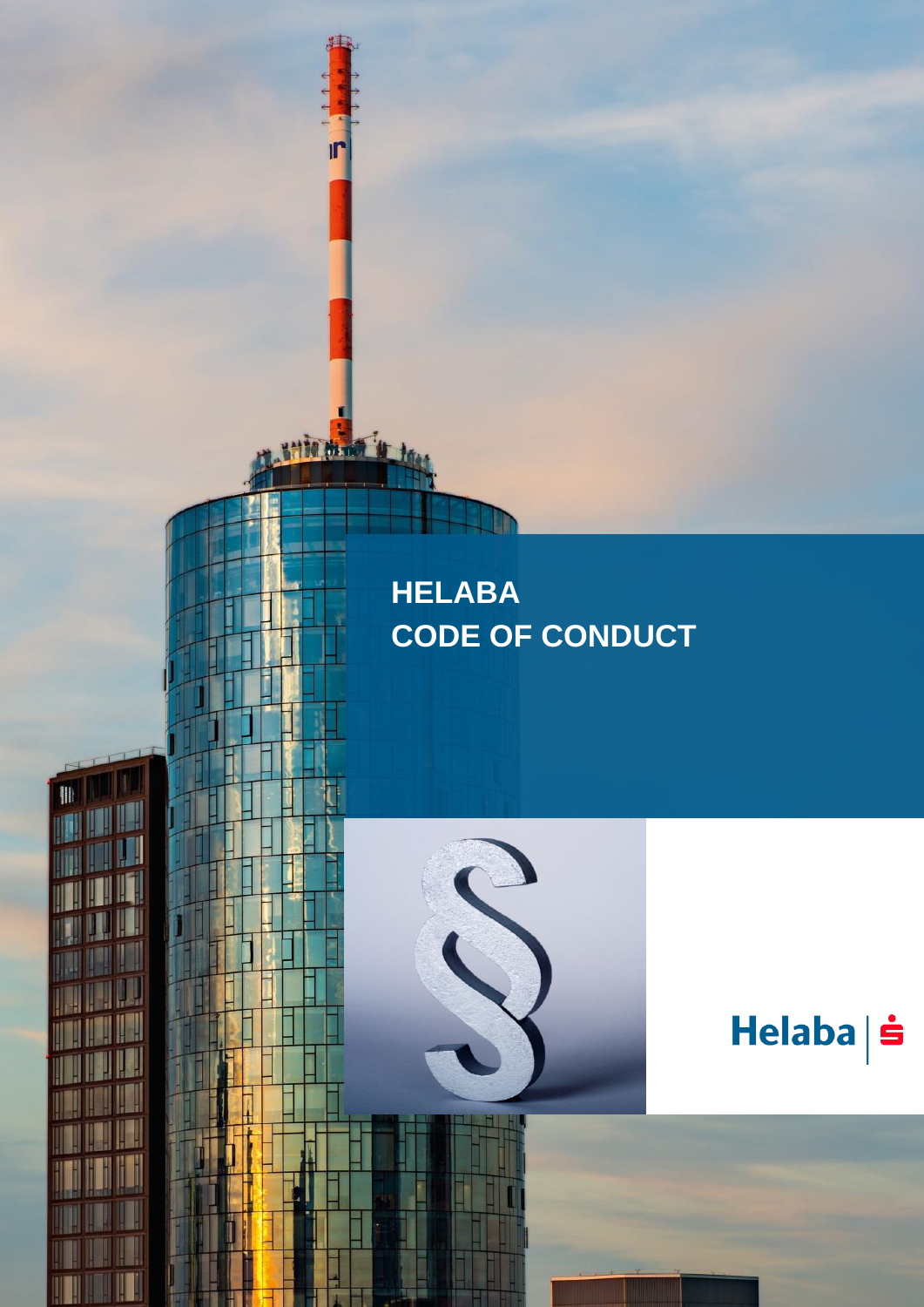# HELABA CODE OF CONDUCT

Helaba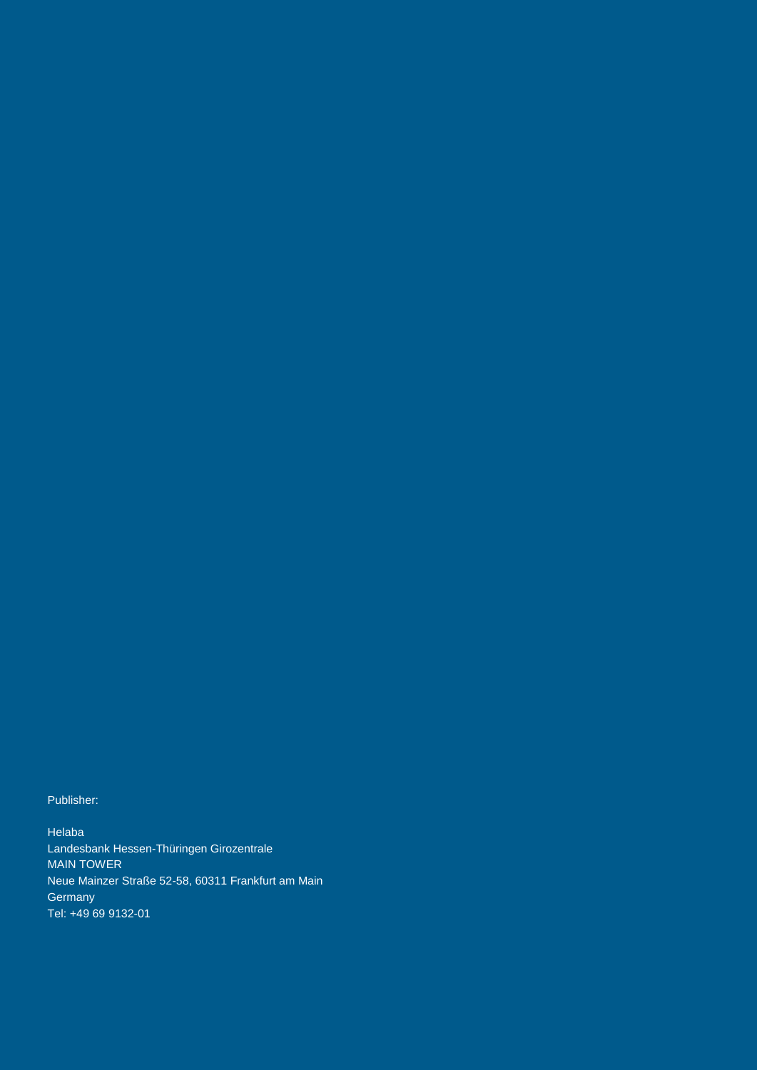Publisher:

Helaba
Landesbank Hessen-Thüringen Girozentrale
MAIN TOWER
Neue Mainzer Straße 52-58, 60311 Frankfurt am Main
Germany
Tel: +49 69 9132-01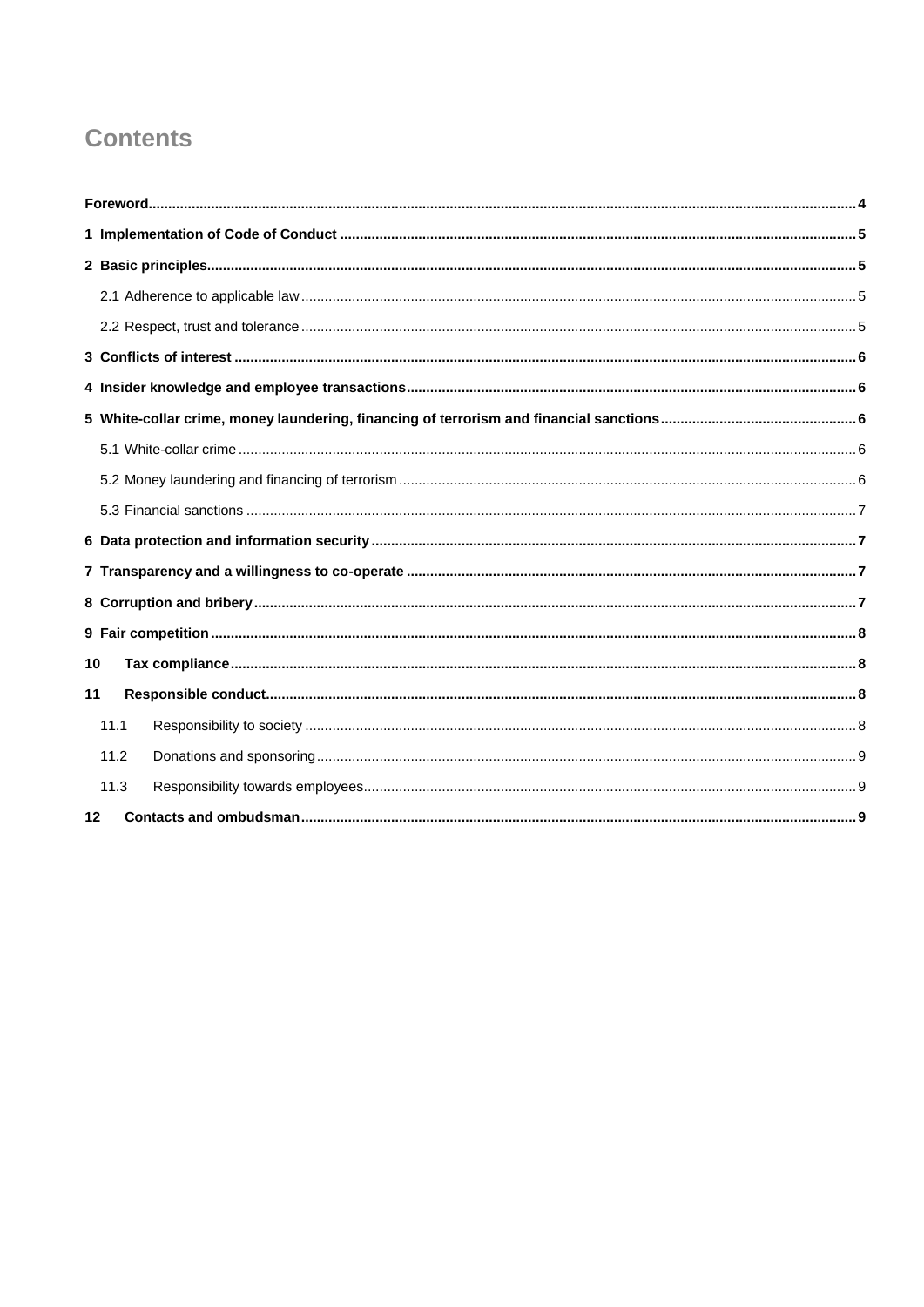# Contents

**Foreword** ........ 4

**1 Implementation of Code of Conduct** ........ 5

**2 Basic principles** ........ 5

2.1 Adherence to applicable law ........ 5

2.2 Respect, trust and tolerance ........ 5

**3 Conflicts of interest** ........ 6

**4 Insider knowledge and employee transactions** ........ 6

**5 White-collar crime, money laundering, financing of terrorism and financial sanctions** ........ 6

5.1 White-collar crime ........ 6

5.2 Money laundering and financing of terrorism ........ 6

5.3 Financial sanctions ........ 7

**6 Data protection and information security** ........ 7

**7 Transparency and a willingness to co-operate** ........ 7

**8 Corruption and bribery** ........ 7

**9 Fair competition** ........ 8

**10 Tax compliance** ........ 8

**11 Responsible conduct** ........ 8

11.1 Responsibility to society ........ 8

11.2 Donations and sponsoring ........ 9

11.3 Responsibility towards employees ........ 9

**12 Contacts and ombudsman** ........ 9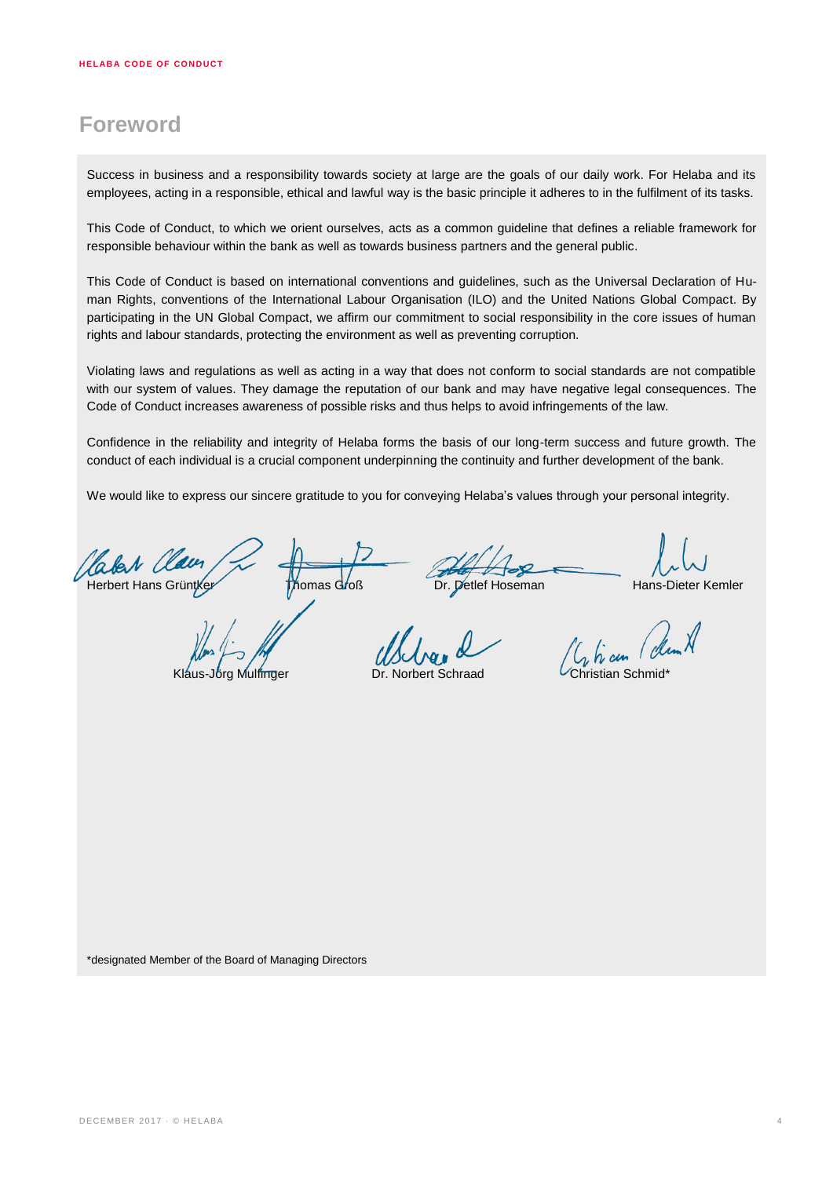# Foreword

Success in business and a responsibility towards society at large are the goals of our daily work. For Helaba and its employees, acting in a responsible, ethical and lawful way is the basic principle it adheres to in the fulfilment of its tasks.

This Code of Conduct, to which we orient ourselves, acts as a common guideline that defines a reliable framework for responsible behaviour within the bank as well as towards business partners and the general public.

This Code of Conduct is based on international conventions and guidelines, such as the Universal Declaration of Human Rights, conventions of the International Labour Organisation (ILO) and the United Nations Global Compact. By participating in the UN Global Compact, we affirm our commitment to social responsibility in the core issues of human rights and labour standards, protecting the environment as well as preventing corruption.

Violating laws and regulations as well as acting in a way that does not conform to social standards are not compatible with our system of values. They damage the reputation of our bank and may have negative legal consequences. The Code of Conduct increases awareness of possible risks and thus helps to avoid infringements of the law.

Confidence in the reliability and integrity of Helaba forms the basis of our long-term success and future growth. The conduct of each individual is a crucial component underpinning the continuity and further development of the bank.

We would like to express our sincere gratitude to you for conveying Helaba's values through your personal integrity.

Herbert Hans Grüntker   Thomas Groß   Dr. Detlef Hoseman   Hans-Dieter Kemler

Klaus-Jörg Mulfinger   Dr. Norbert Schraad   Christian Schmid*

*designated Member of the Board of Managing Directors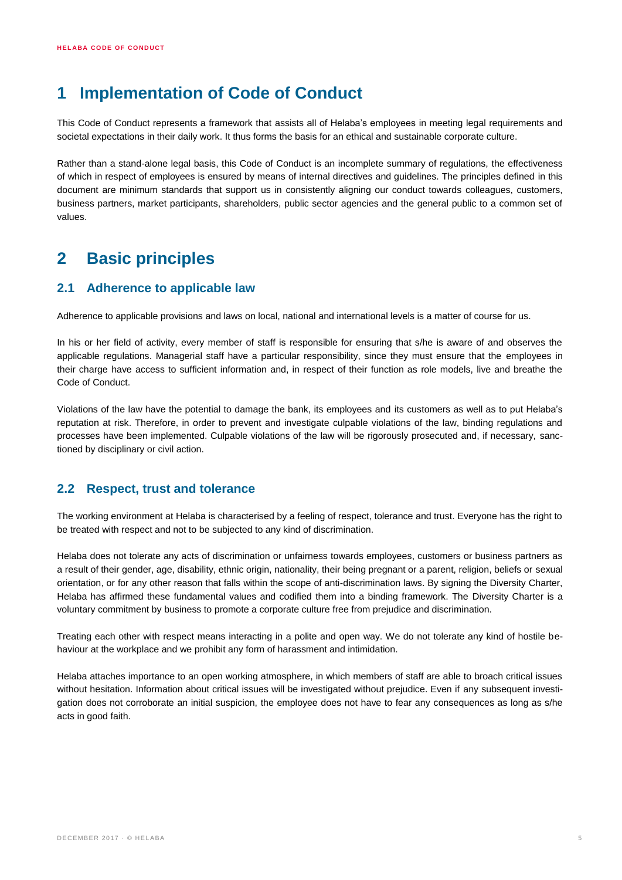# 1 Implementation of Code of Conduct

This Code of Conduct represents a framework that assists all of Helaba's employees in meeting legal requirements and societal expectations in their daily work. It thus forms the basis for an ethical and sustainable corporate culture.

Rather than a stand-alone legal basis, this Code of Conduct is an incomplete summary of regulations, the effectiveness of which in respect of employees is ensured by means of internal directives and guidelines. The principles defined in this document are minimum standards that support us in consistently aligning our conduct towards colleagues, customers, business partners, market participants, shareholders, public sector agencies and the general public to a common set of values.

# 2 Basic principles

## 2.1 Adherence to applicable law

Adherence to applicable provisions and laws on local, national and international levels is a matter of course for us.

In his or her field of activity, every member of staff is responsible for ensuring that s/he is aware of and observes the applicable regulations. Managerial staff have a particular responsibility, since they must ensure that the employees in their charge have access to sufficient information and, in respect of their function as role models, live and breathe the Code of Conduct.

Violations of the law have the potential to damage the bank, its employees and its customers as well as to put Helaba's reputation at risk. Therefore, in order to prevent and investigate culpable violations of the law, binding regulations and processes have been implemented. Culpable violations of the law will be rigorously prosecuted and, if necessary, sanctioned by disciplinary or civil action.

## 2.2 Respect, trust and tolerance

The working environment at Helaba is characterised by a feeling of respect, tolerance and trust. Everyone has the right to be treated with respect and not to be subjected to any kind of discrimination.

Helaba does not tolerate any acts of discrimination or unfairness towards employees, customers or business partners as a result of their gender, age, disability, ethnic origin, nationality, their being pregnant or a parent, religion, beliefs or sexual orientation, or for any other reason that falls within the scope of anti-discrimination laws. By signing the Diversity Charter, Helaba has affirmed these fundamental values and codified them into a binding framework. The Diversity Charter is a voluntary commitment by business to promote a corporate culture free from prejudice and discrimination.

Treating each other with respect means interacting in a polite and open way. We do not tolerate any kind of hostile behaviour at the workplace and we prohibit any form of harassment and intimidation.

Helaba attaches importance to an open working atmosphere, in which members of staff are able to broach critical issues without hesitation. Information about critical issues will be investigated without prejudice. Even if any subsequent investigation does not corroborate an initial suspicion, the employee does not have to fear any consequences as long as s/he acts in good faith.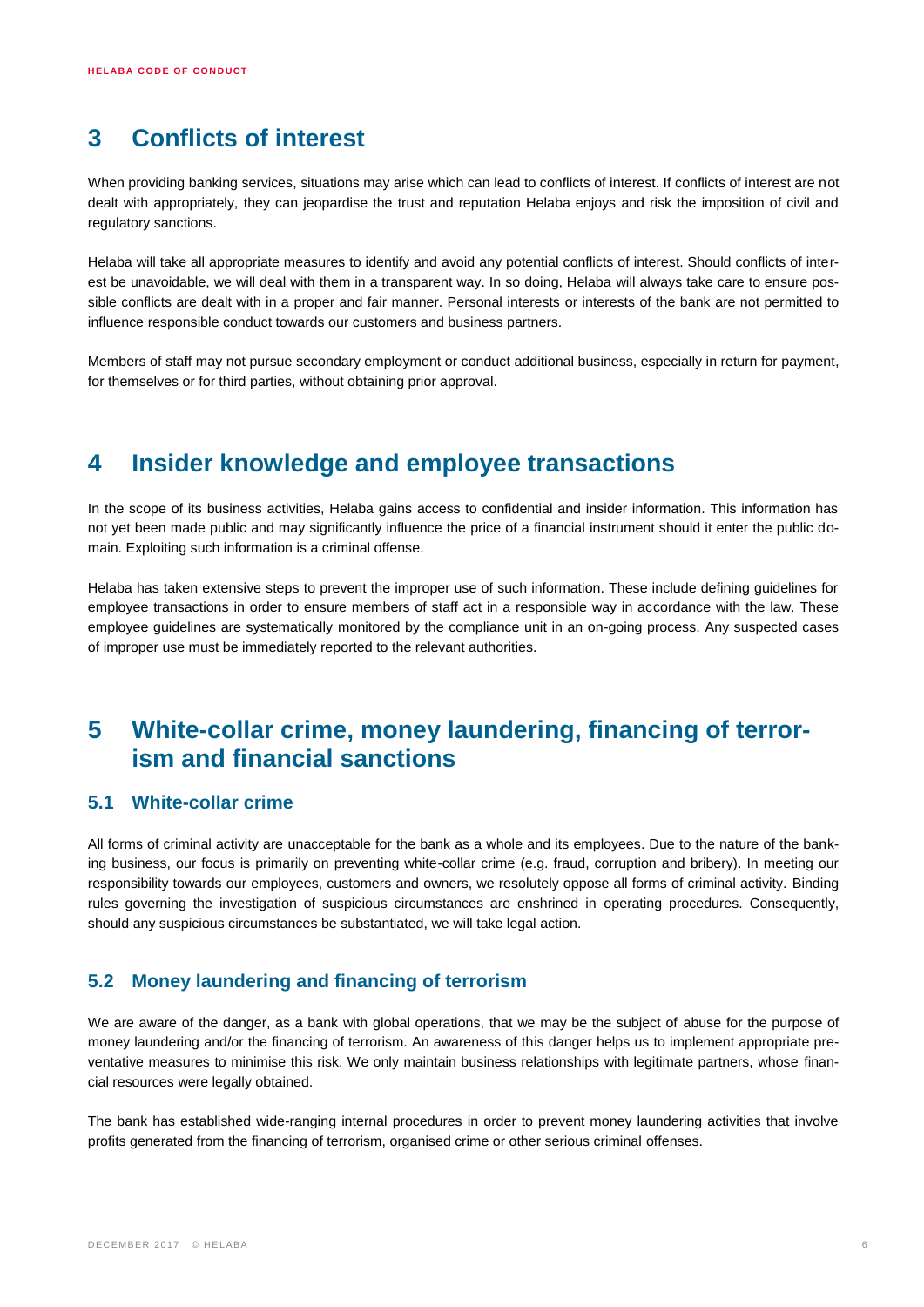# 3 Conflicts of interest

When providing banking services, situations may arise which can lead to conflicts of interest. If conflicts of interest are not dealt with appropriately, they can jeopardise the trust and reputation Helaba enjoys and risk the imposition of civil and regulatory sanctions.

Helaba will take all appropriate measures to identify and avoid any potential conflicts of interest. Should conflicts of interest be unavoidable, we will deal with them in a transparent way. In so doing, Helaba will always take care to ensure possible conflicts are dealt with in a proper and fair manner. Personal interests or interests of the bank are not permitted to influence responsible conduct towards our customers and business partners.

Members of staff may not pursue secondary employment or conduct additional business, especially in return for payment, for themselves or for third parties, without obtaining prior approval.

# 4 Insider knowledge and employee transactions

In the scope of its business activities, Helaba gains access to confidential and insider information. This information has not yet been made public and may significantly influence the price of a financial instrument should it enter the public domain. Exploiting such information is a criminal offense.

Helaba has taken extensive steps to prevent the improper use of such information. These include defining guidelines for employee transactions in order to ensure members of staff act in a responsible way in accordance with the law. These employee guidelines are systematically monitored by the compliance unit in an on-going process. Any suspected cases of improper use must be immediately reported to the relevant authorities.

# 5 White-collar crime, money laundering, financing of terrorism and financial sanctions

## 5.1 White-collar crime

All forms of criminal activity are unacceptable for the bank as a whole and its employees. Due to the nature of the banking business, our focus is primarily on preventing white-collar crime (e.g. fraud, corruption and bribery). In meeting our responsibility towards our employees, customers and owners, we resolutely oppose all forms of criminal activity. Binding rules governing the investigation of suspicious circumstances are enshrined in operating procedures. Consequently, should any suspicious circumstances be substantiated, we will take legal action.

## 5.2 Money laundering and financing of terrorism

We are aware of the danger, as a bank with global operations, that we may be the subject of abuse for the purpose of money laundering and/or the financing of terrorism. An awareness of this danger helps us to implement appropriate preventative measures to minimise this risk. We only maintain business relationships with legitimate partners, whose financial resources were legally obtained.

The bank has established wide-ranging internal procedures in order to prevent money laundering activities that involve profits generated from the financing of terrorism, organised crime or other serious criminal offenses.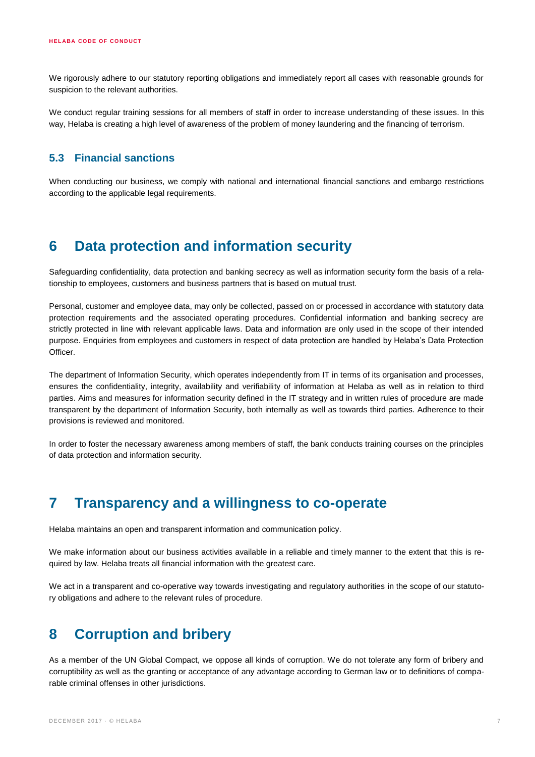We rigorously adhere to our statutory reporting obligations and immediately report all cases with reasonable grounds for suspicion to the relevant authorities.

We conduct regular training sessions for all members of staff in order to increase understanding of these issues. In this way, Helaba is creating a high level of awareness of the problem of money laundering and the financing of terrorism.

### 5.3 Financial sanctions

When conducting our business, we comply with national and international financial sanctions and embargo restrictions according to the applicable legal requirements.

## 6 Data protection and information security

Safeguarding confidentiality, data protection and banking secrecy as well as information security form the basis of a relationship to employees, customers and business partners that is based on mutual trust.

Personal, customer and employee data, may only be collected, passed on or processed in accordance with statutory data protection requirements and the associated operating procedures. Confidential information and banking secrecy are strictly protected in line with relevant applicable laws. Data and information are only used in the scope of their intended purpose. Enquiries from employees and customers in respect of data protection are handled by Helaba's Data Protection Officer.

The department of Information Security, which operates independently from IT in terms of its organisation and processes, ensures the confidentiality, integrity, availability and verifiability of information at Helaba as well as in relation to third parties. Aims and measures for information security defined in the IT strategy and in written rules of procedure are made transparent by the department of Information Security, both internally as well as towards third parties. Adherence to their provisions is reviewed and monitored.

In order to foster the necessary awareness among members of staff, the bank conducts training courses on the principles of data protection and information security.

## 7 Transparency and a willingness to co-operate

Helaba maintains an open and transparent information and communication policy.

We make information about our business activities available in a reliable and timely manner to the extent that this is required by law. Helaba treats all financial information with the greatest care.

We act in a transparent and co-operative way towards investigating and regulatory authorities in the scope of our statutory obligations and adhere to the relevant rules of procedure.

## 8 Corruption and bribery

As a member of the UN Global Compact, we oppose all kinds of corruption. We do not tolerate any form of bribery and corruptibility as well as the granting or acceptance of any advantage according to German law or to definitions of comparable criminal offenses in other jurisdictions.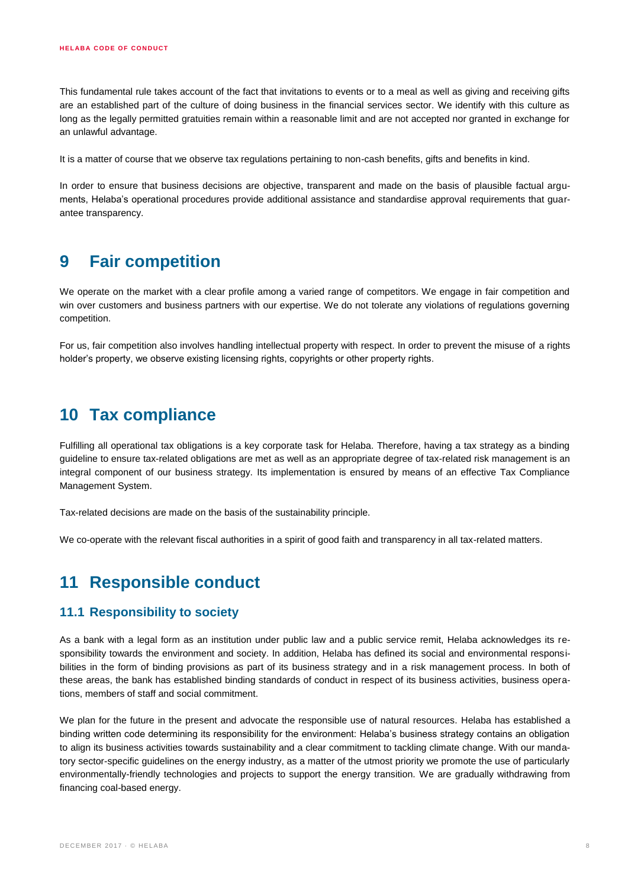This fundamental rule takes account of the fact that invitations to events or to a meal as well as giving and receiving gifts are an established part of the culture of doing business in the financial services sector. We identify with this culture as long as the legally permitted gratuities remain within a reasonable limit and are not accepted nor granted in exchange for an unlawful advantage.

It is a matter of course that we observe tax regulations pertaining to non-cash benefits, gifts and benefits in kind.

In order to ensure that business decisions are objective, transparent and made on the basis of plausible factual arguments, Helaba's operational procedures provide additional assistance and standardise approval requirements that guarantee transparency.

# 9 Fair competition

We operate on the market with a clear profile among a varied range of competitors. We engage in fair competition and win over customers and business partners with our expertise. We do not tolerate any violations of regulations governing competition.

For us, fair competition also involves handling intellectual property with respect. In order to prevent the misuse of a rights holder's property, we observe existing licensing rights, copyrights or other property rights.

# 10 Tax compliance

Fulfilling all operational tax obligations is a key corporate task for Helaba. Therefore, having a tax strategy as a binding guideline to ensure tax-related obligations are met as well as an appropriate degree of tax-related risk management is an integral component of our business strategy. Its implementation is ensured by means of an effective Tax Compliance Management System.

Tax-related decisions are made on the basis of the sustainability principle.

We co-operate with the relevant fiscal authorities in a spirit of good faith and transparency in all tax-related matters.

# 11 Responsible conduct

## 11.1 Responsibility to society

As a bank with a legal form as an institution under public law and a public service remit, Helaba acknowledges its responsibility towards the environment and society. In addition, Helaba has defined its social and environmental responsibilities in the form of binding provisions as part of its business strategy and in a risk management process. In both of these areas, the bank has established binding standards of conduct in respect of its business activities, business operations, members of staff and social commitment.

We plan for the future in the present and advocate the responsible use of natural resources. Helaba has established a binding written code determining its responsibility for the environment: Helaba's business strategy contains an obligation to align its business activities towards sustainability and a clear commitment to tackling climate change. With our mandatory sector-specific guidelines on the energy industry, as a matter of the utmost priority we promote the use of particularly environmentally-friendly technologies and projects to support the energy transition. We are gradually withdrawing from financing coal-based energy.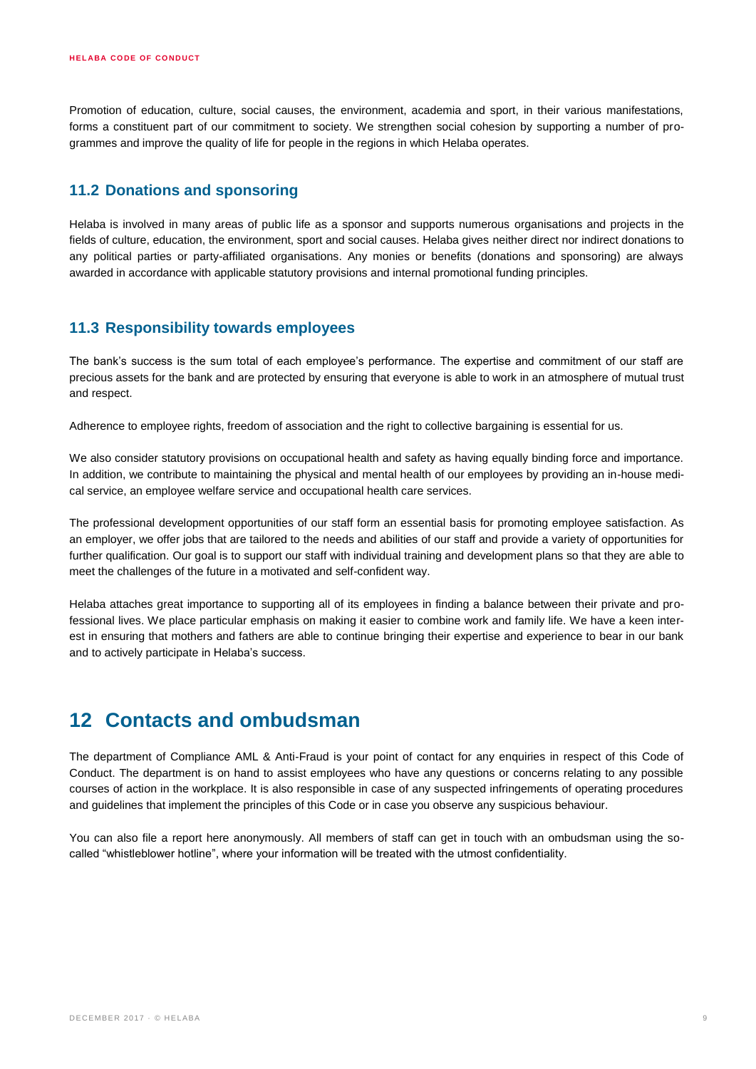Promotion of education, culture, social causes, the environment, academia and sport, in their various manifestations, forms a constituent part of our commitment to society. We strengthen social cohesion by supporting a number of programmes and improve the quality of life for people in the regions in which Helaba operates.

### 11.2 Donations and sponsoring

Helaba is involved in many areas of public life as a sponsor and supports numerous organisations and projects in the fields of culture, education, the environment, sport and social causes. Helaba gives neither direct nor indirect donations to any political parties or party-affiliated organisations. Any monies or benefits (donations and sponsoring) are always awarded in accordance with applicable statutory provisions and internal promotional funding principles.

### 11.3 Responsibility towards employees

The bank's success is the sum total of each employee's performance. The expertise and commitment of our staff are precious assets for the bank and are protected by ensuring that everyone is able to work in an atmosphere of mutual trust and respect.

Adherence to employee rights, freedom of association and the right to collective bargaining is essential for us.

We also consider statutory provisions on occupational health and safety as having equally binding force and importance. In addition, we contribute to maintaining the physical and mental health of our employees by providing an in-house medical service, an employee welfare service and occupational health care services.

The professional development opportunities of our staff form an essential basis for promoting employee satisfaction. As an employer, we offer jobs that are tailored to the needs and abilities of our staff and provide a variety of opportunities for further qualification. Our goal is to support our staff with individual training and development plans so that they are able to meet the challenges of the future in a motivated and self-confident way.

Helaba attaches great importance to supporting all of its employees in finding a balance between their private and professional lives. We place particular emphasis on making it easier to combine work and family life. We have a keen interest in ensuring that mothers and fathers are able to continue bringing their expertise and experience to bear in our bank and to actively participate in Helaba's success.

## 12 Contacts and ombudsman

The department of Compliance AML & Anti-Fraud is your point of contact for any enquiries in respect of this Code of Conduct. The department is on hand to assist employees who have any questions or concerns relating to any possible courses of action in the workplace. It is also responsible in case of any suspected infringements of operating procedures and guidelines that implement the principles of this Code or in case you observe any suspicious behaviour.

You can also file a report here anonymously. All members of staff can get in touch with an ombudsman using the so-called "whistleblower hotline", where your information will be treated with the utmost confidentiality.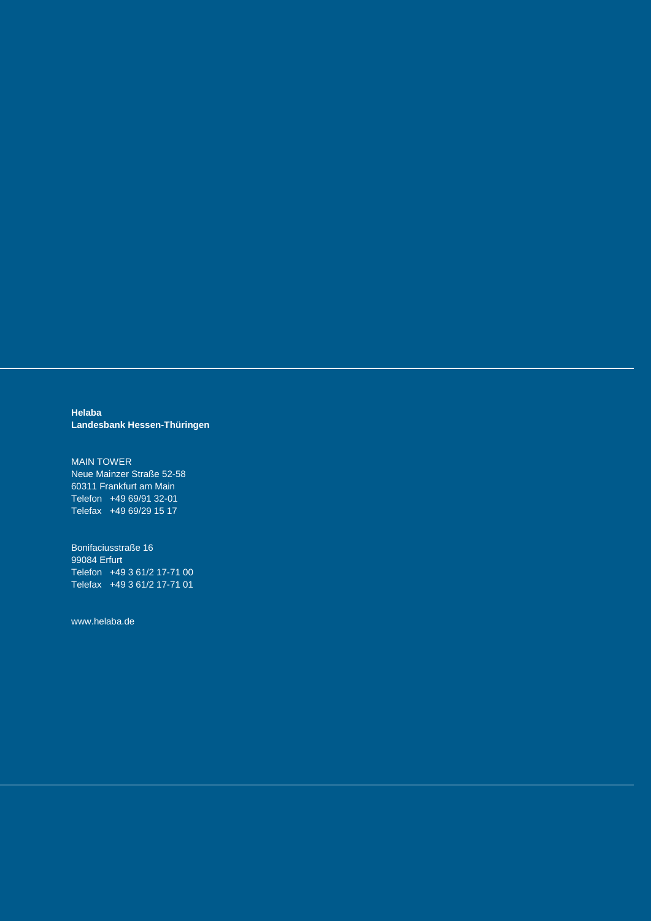**Helaba**
**Landesbank Hessen-Thüringen**

MAIN TOWER
Neue Mainzer Straße 52-58
60311 Frankfurt am Main
Telefon +49 69/91 32-01
Telefax +49 69/29 15 17

Bonifaciusstraße 16
99084 Erfurt
Telefon +49 3 61/2 17-71 00
Telefax +49 3 61/2 17-71 01

www.helaba.de